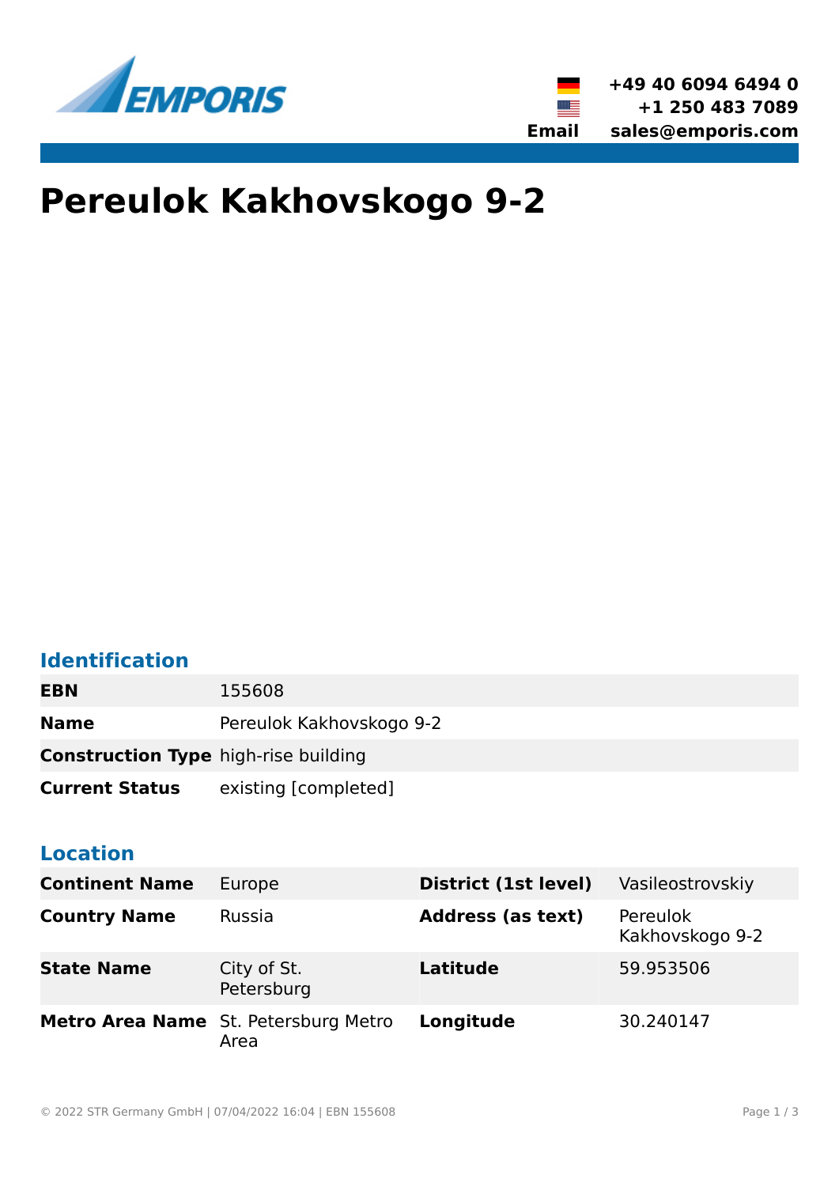+49 40 6094 6494 0
+1 250 483 7089
Email sales@emporis.com

# Pereulok Kakhovskogo 9-2

## Identification

| | |
|---|---|
| **EBN** | 155608 |
| **Name** | Pereulok Kakhovskogo 9-2 |
| **Construction Type** | high-rise building |
| **Current Status** | existing [completed] |

## Location

| | | | |
|---|---|---|---|
| **Continent Name** | Europe | **District (1st level)** | Vasileostrovskiy |
| **Country Name** | Russia | **Address (as text)** | Pereulok Kakhovskogo 9-2 |
| **State Name** | City of St. Petersburg | **Latitude** | 59.953506 |
| **Metro Area Name** | St. Petersburg Metro Area | **Longitude** | 30.240147 |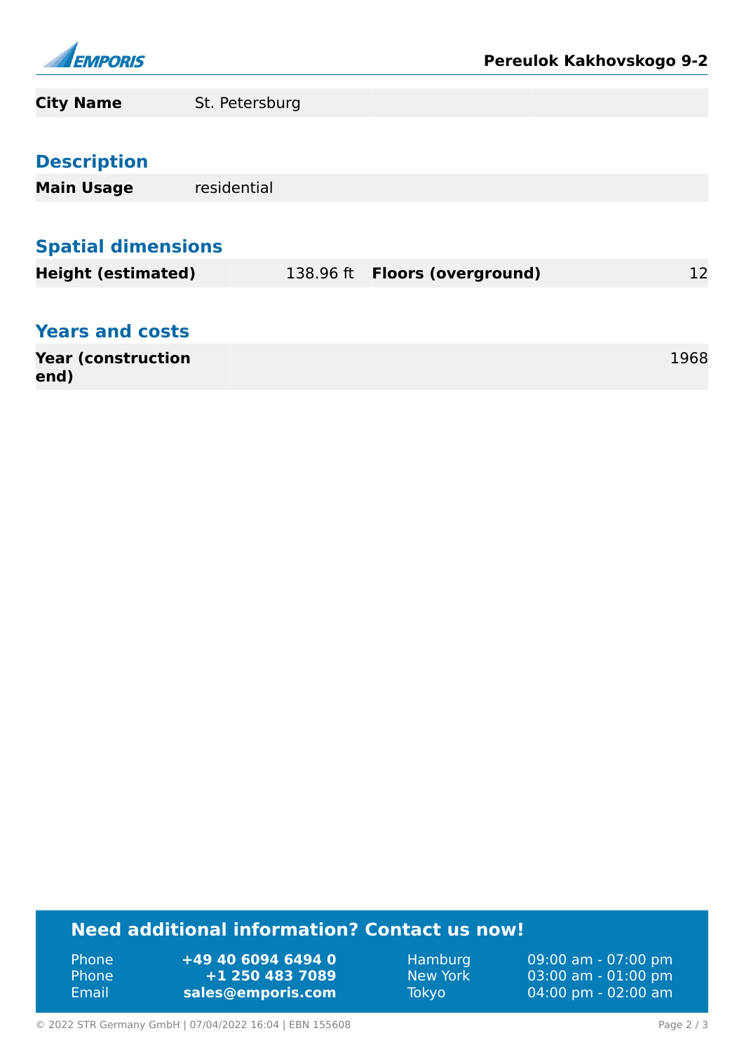| City Name | St. Petersburg |
|---|---|

## Description

| Main Usage | residential |
|---|---|

## Spatial dimensions

| Height (estimated) | 138.96 ft | Floors (overground) | 12 |
|---|---|---|---|

## Years and costs

| Year (construction end) | 1968 |
|---|---|

## Need additional information? Contact us now!

| | | | |
|---|---|---|---|
| Phone | **+49 40 6094 6494 0** | Hamburg | 09:00 am - 07:00 pm |
| Phone | **+1 250 483 7089** | New York | 03:00 am - 01:00 pm |
| Email | **sales@emporis.com** | Tokyo | 04:00 pm - 02:00 am |

© 2022 STR Germany GmbH | 07/04/2022 16:04 | EBN 155608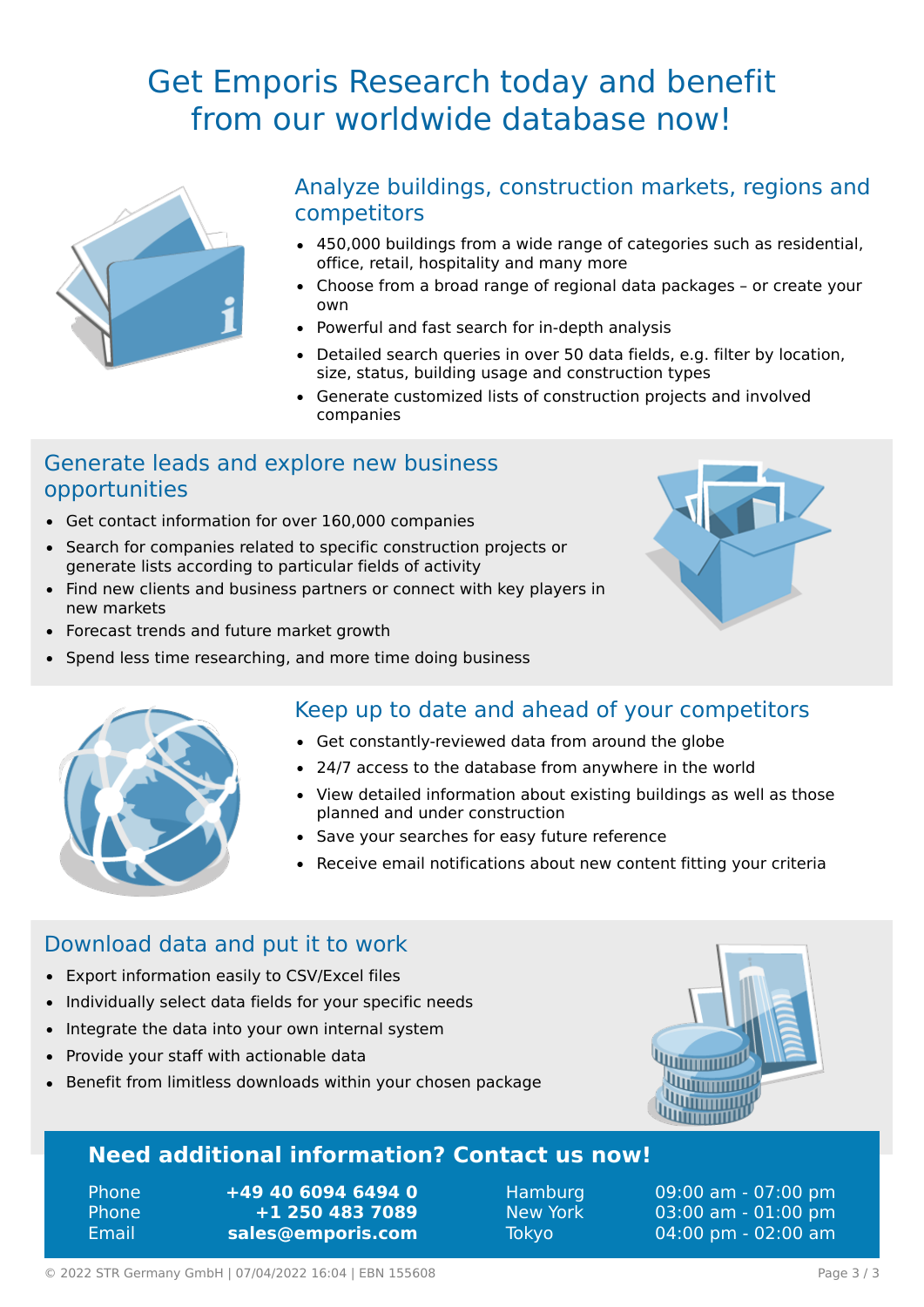# Get Emporis Research today and benefit from our worldwide database now!

## Analyze buildings, construction markets, regions and competitors

- 450,000 buildings from a wide range of categories such as residential, office, retail, hospitality and many more
- Choose from a broad range of regional data packages – or create your own
- Powerful and fast search for in-depth analysis
- Detailed search queries in over 50 data fields, e.g. filter by location, size, status, building usage and construction types
- Generate customized lists of construction projects and involved companies

## Generate leads and explore new business opportunities

- Get contact information for over 160,000 companies
- Search for companies related to specific construction projects or generate lists according to particular fields of activity
- Find new clients and business partners or connect with key players in new markets
- Forecast trends and future market growth
- Spend less time researching, and more time doing business

## Keep up to date and ahead of your competitors

- Get constantly-reviewed data from around the globe
- 24/7 access to the database from anywhere in the world
- View detailed information about existing buildings as well as those planned and under construction
- Save your searches for easy future reference
- Receive email notifications about new content fitting your criteria

## Download data and put it to work

- Export information easily to CSV/Excel files
- Individually select data fields for your specific needs
- Integrate the data into your own internal system
- Provide your staff with actionable data
- Benefit from limitless downloads within your chosen package

### Need additional information? Contact us now!

| | | | |
|---|---|---|---|
| Phone | **+49 40 6094 6494 0** | Hamburg | 09:00 am - 07:00 pm |
| Phone | **+1 250 483 7089** | New York | 03:00 am - 01:00 pm |
| Email | **sales@emporis.com** | Tokyo | 04:00 pm - 02:00 am |

© 2022 STR Germany GmbH | 07/04/2022 16:04 | EBN 155608